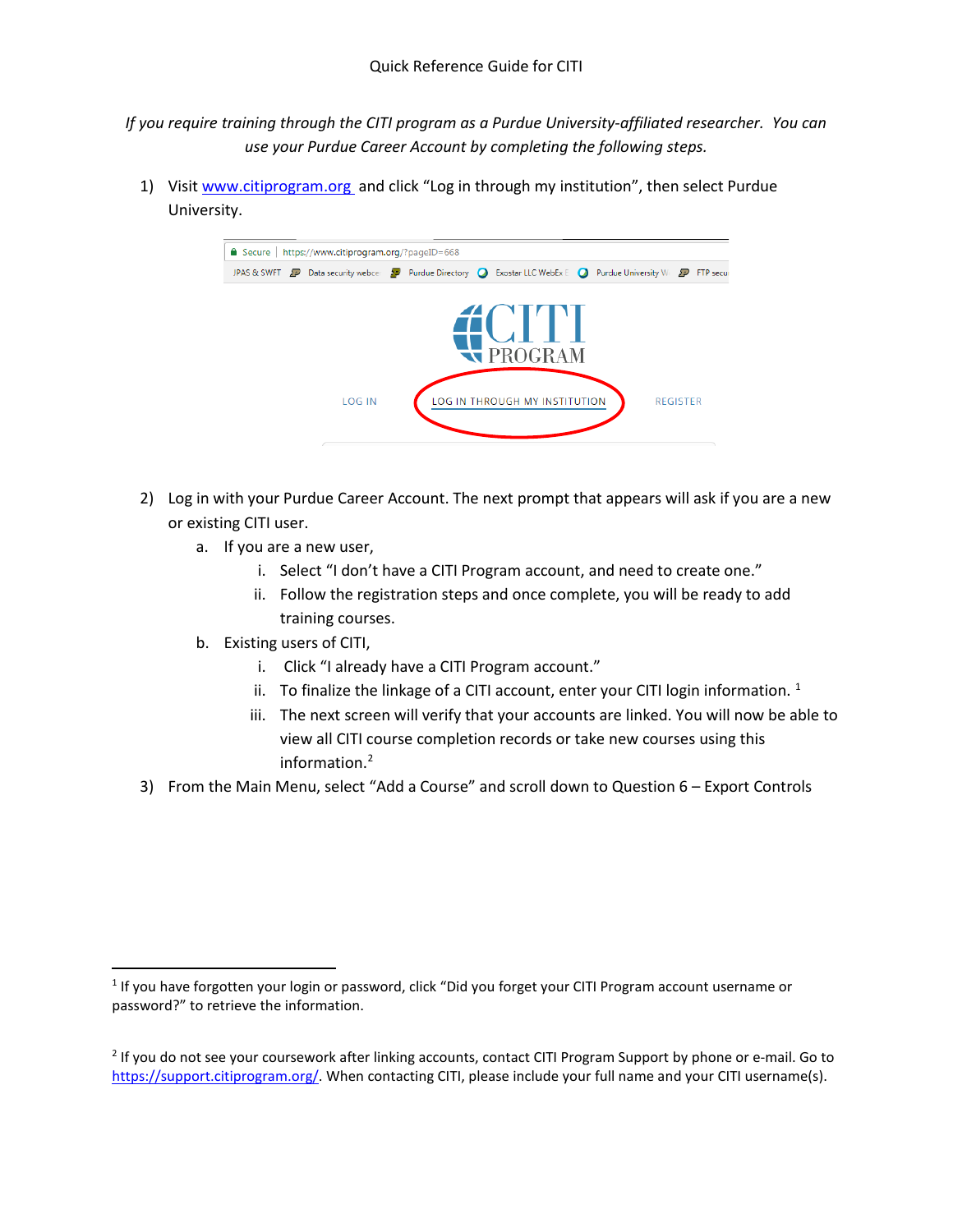Quick Reference Guide for CITI

*If you require training through the CITI program as a Purdue University-affiliated researcher. You can use your Purdue Career Account by completing the following steps.*

1) Visit www.citiprogram.org and click "Log in through my institution", then select Purdue University.

2) Log in with your Purdue Career Account. The next prompt that appears will ask if you are a new or existing CITI user.
   a. If you are a new user,
      i. Select "I don't have a CITI Program account, and need to create one."
      ii. Follow the registration steps and once complete, you will be ready to add training courses.
   b. Existing users of CITI,
      i. Click "I already have a CITI Program account."
      ii. To finalize the linkage of a CITI account, enter your CITI login information. [1]
      iii. The next screen will verify that your accounts are linked. You will now be able to view all CITI course completion records or take new courses using this information.[2]

3) From the Main Menu, select "Add a Course" and scroll down to Question 6 – Export Controls

---

[1] If you have forgotten your login or password, click "Did you forget your CITI Program account username or password?" to retrieve the information.

[2] If you do not see your coursework after linking accounts, contact CITI Program Support by phone or e-mail. Go to https://support.citiprogram.org/. When contacting CITI, please include your full name and your CITI username(s).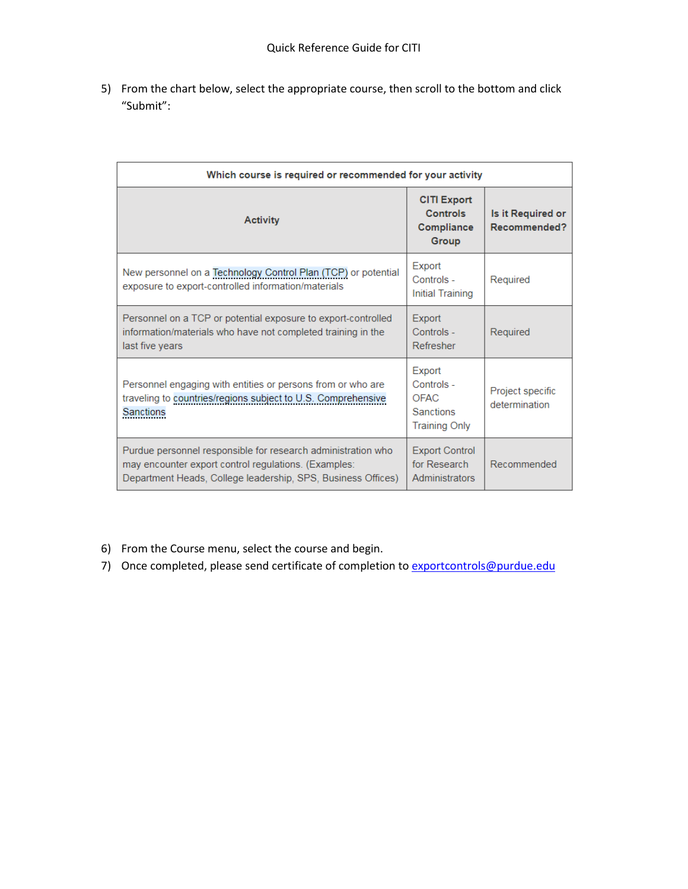5) From the chart below, select the appropriate course, then scroll to the bottom and click "Submit":

| Which course is required or recommended for your activity | | |
|---|---|---|
| **Activity** | **CITI Export Controls Compliance Group** | **Is it Required or Recommended?** |
| New personnel on a Technology Control Plan (TCP) or potential exposure to export-controlled information/materials | Export Controls - Initial Training | Required |
| Personnel on a TCP or potential exposure to export-controlled information/materials who have not completed training in the last five years | Export Controls - Refresher | Required |
| Personnel engaging with entities or persons from or who are traveling to countries/regions subject to U.S. Comprehensive Sanctions | Export Controls - OFAC Sanctions Training Only | Project specific determination |
| Purdue personnel responsible for research administration who may encounter export control regulations. (Examples: Department Heads, College leadership, SPS, Business Offices) | Export Control for Research Administrators | Recommended |

6) From the Course menu, select the course and begin.
7) Once completed, please send certificate of completion to exportcontrols@purdue.edu